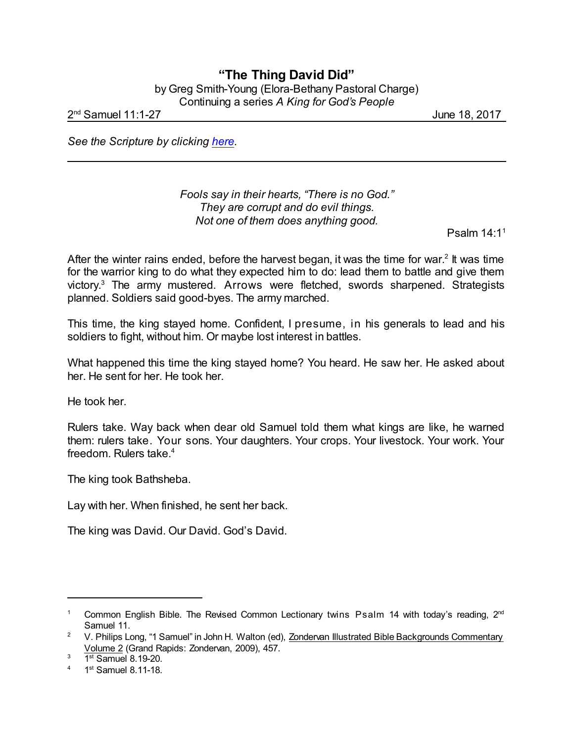# "The Thing David Did"

by Greg Smith-Young (Elora-Bethany Pastoral Charge)
Continuing a series *A King for God's People*

2nd Samuel 11:1-27 June 18, 2017

*See the Scripture by clicking here.*

---

*Fools say in their hearts, "There is no God."*
*They are corrupt and do evil things.*
*Not one of them does anything good.*

Psalm 14:1[1]

After the winter rains ended, before the harvest began, it was the time for war.[2] It was time for the warrior king to do what they expected him to do: lead them to battle and give them victory.[3] The army mustered. Arrows were fletched, swords sharpened. Strategists planned. Soldiers said good-byes. The army marched.

This time, the king stayed home. Confident, I presume, in his generals to lead and his soldiers to fight, without him. Or maybe lost interest in battles.

What happened this time the king stayed home? You heard. He saw her. He asked about her. He sent for her. He took her.

He took her.

Rulers take. Way back when dear old Samuel told them what kings are like, he warned them: rulers take. Your sons. Your daughters. Your crops. Your livestock. Your work. Your freedom. Rulers take.[4]

The king took Bathsheba.

Lay with her. When finished, he sent her back.

The king was David. Our David. God's David.

---

1. Common English Bible. The Revised Common Lectionary twins Psalm 14 with today's reading, 2nd Samuel 11.
2. V. Philips Long, "1 Samuel" in John H. Walton (ed), Zondervan Illustrated Bible Backgrounds Commentary Volume 2 (Grand Rapids: Zondervan, 2009), 457.
3. 1st Samuel 8.19-20.
4. 1st Samuel 8.11-18.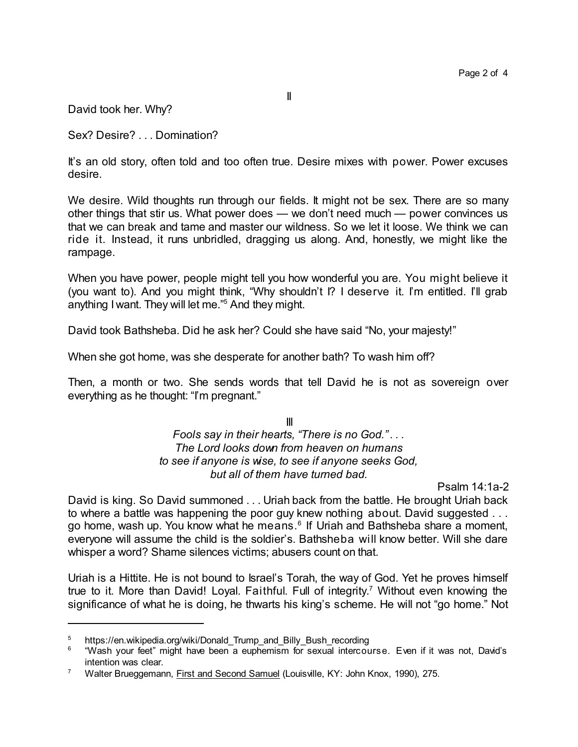II

David took her. Why?

Sex? Desire? . . . Domination?

It's an old story, often told and too often true. Desire mixes with power. Power excuses desire.

We desire. Wild thoughts run through our fields. It might not be sex. There are so many other things that stir us. What power does — we don't need much — power convinces us that we can break and tame and master our wildness. So we let it loose. We think we can ride it. Instead, it runs unbridled, dragging us along. And, honestly, we might like the rampage.

When you have power, people might tell you how wonderful you are. You might believe it (you want to). And you might think, "Why shouldn't I? I deserve it. I'm entitled. I'll grab anything I want. They will let me."[5] And they might.

David took Bathsheba. Did he ask her? Could she have said "No, your majesty!"

When she got home, was she desperate for another bath? To wash him off?

Then, a month or two. She sends words that tell David he is not as sovereign over everything as he thought: "I'm pregnant."

III

*Fools say in their hearts, "There is no God." . . .*
*The Lord looks down from heaven on humans*
*to see if anyone is wise, to see if anyone seeks God,*
*but all of them have turned bad.*

Psalm 14:1a-2

David is king. So David summoned . . . Uriah back from the battle. He brought Uriah back to where a battle was happening the poor guy knew nothing about. David suggested . . . go home, wash up. You know what he means.[6] If Uriah and Bathsheba share a moment, everyone will assume the child is the soldier's. Bathsheba will know better. Will she dare whisper a word? Shame silences victims; abusers count on that.

Uriah is a Hittite. He is not bound to Israel's Torah, the way of God. Yet he proves himself true to it. More than David! Loyal. Faithful. Full of integrity.[7] Without even knowing the significance of what he is doing, he thwarts his king's scheme. He will not "go home." Not

---

[5] https://en.wikipedia.org/wiki/Donald_Trump_and_Billy_Bush_recording

[6] "Wash your feet" might have been a euphemism for sexual intercourse. Even if it was not, David's intention was clear.

[7] Walter Brueggemann, First and Second Samuel (Louisville, KY: John Knox, 1990), 275.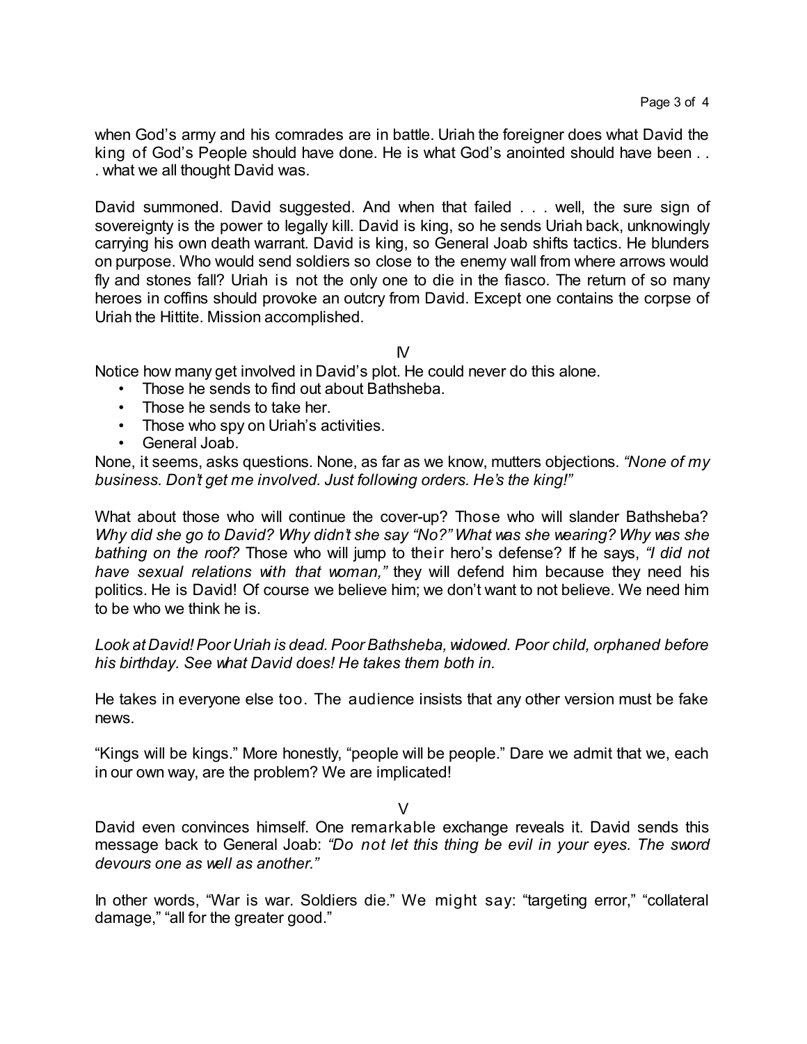when God's army and his comrades are in battle. Uriah the foreigner does what David the king of God's People should have done. He is what God's anointed should have been . . . what we all thought David was.

David summoned. David suggested. And when that failed . . . well, the sure sign of sovereignty is the power to legally kill. David is king, so he sends Uriah back, unknowingly carrying his own death warrant. David is king, so General Joab shifts tactics. He blunders on purpose. Who would send soldiers so close to the enemy wall from where arrows would fly and stones fall? Uriah is not the only one to die in the fiasco. The return of so many heroes in coffins should provoke an outcry from David. Except one contains the corpse of Uriah the Hittite. Mission accomplished.

IV

Notice how many get involved in David's plot. He could never do this alone.

- Those he sends to find out about Bathsheba.
- Those he sends to take her.
- Those who spy on Uriah's activities.
- General Joab.

None, it seems, asks questions. None, as far as we know, mutters objections. *"None of my business. Don't get me involved. Just following orders. He's the king!"*

What about those who will continue the cover-up? Those who will slander Bathsheba? *Why did she go to David? Why didn't she say "No?" What was she wearing? Why was she bathing on the roof?* Those who will jump to their hero's defense? If he says, *"I did not have sexual relations with that woman,"* they will defend him because they need his politics. He is David! Of course we believe him; we don't want to not believe. We need him to be who we think he is.

*Look at David! Poor Uriah is dead. Poor Bathsheba, widowed. Poor child, orphaned before his birthday. See what David does! He takes them both in.*

He takes in everyone else too. The audience insists that any other version must be fake news.

"Kings will be kings." More honestly, "people will be people." Dare we admit that we, each in our own way, are the problem? We are implicated!

V

David even convinces himself. One remarkable exchange reveals it. David sends this message back to General Joab: *"Do not let this thing be evil in your eyes. The sword devours one as well as another."*

In other words, "War is war. Soldiers die." We might say: "targeting error," "collateral damage," "all for the greater good."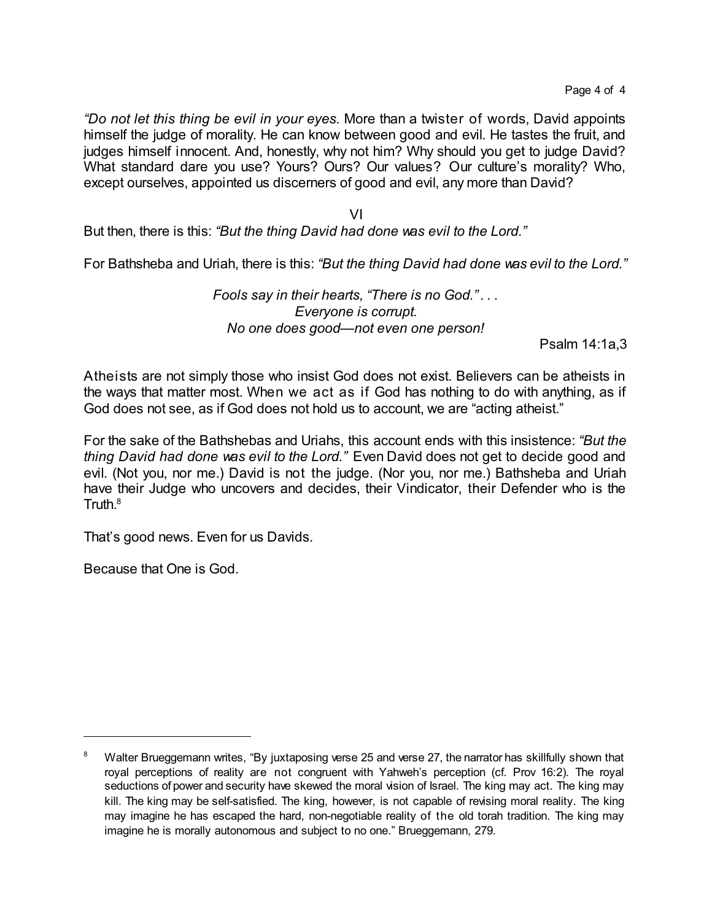*"Do not let this thing be evil in your eyes.* More than a twister of words, David appoints himself the judge of morality. He can know between good and evil. He tastes the fruit, and judges himself innocent. And, honestly, why not him? Why should you get to judge David? What standard dare you use? Yours? Ours? Our values? Our culture's morality? Who, except ourselves, appointed us discerners of good and evil, any more than David?

## VI

But then, there is this: *"But the thing David had done was evil to the Lord."*

For Bathsheba and Uriah, there is this: *"But the thing David had done was evil to the Lord."*

> *Fools say in their hearts, "There is no God." . . .*
> *Everyone is corrupt.*
> *No one does good—not even one person!*
>
> Psalm 14:1a,3

Atheists are not simply those who insist God does not exist. Believers can be atheists in the ways that matter most. When we act as if God has nothing to do with anything, as if God does not see, as if God does not hold us to account, we are "acting atheist."

For the sake of the Bathshebas and Uriahs, this account ends with this insistence: *"But the thing David had done was evil to the Lord."* Even David does not get to decide good and evil. (Not you, nor me.) David is not the judge. (Nor you, nor me.) Bathsheba and Uriah have their Judge who uncovers and decides, their Vindicator, their Defender who is the Truth.[8]

That's good news. Even for us Davids.

Because that One is God.

---

[8] Walter Brueggemann writes, "By juxtaposing verse 25 and verse 27, the narrator has skillfully shown that royal perceptions of reality are not congruent with Yahweh's perception (cf. Prov 16:2). The royal seductions of power and security have skewed the moral vision of Israel. The king may act. The king may kill. The king may be self-satisfied. The king, however, is not capable of revising moral reality. The king may imagine he has escaped the hard, non-negotiable reality of the old torah tradition. The king may imagine he is morally autonomous and subject to no one." Brueggemann, 279.